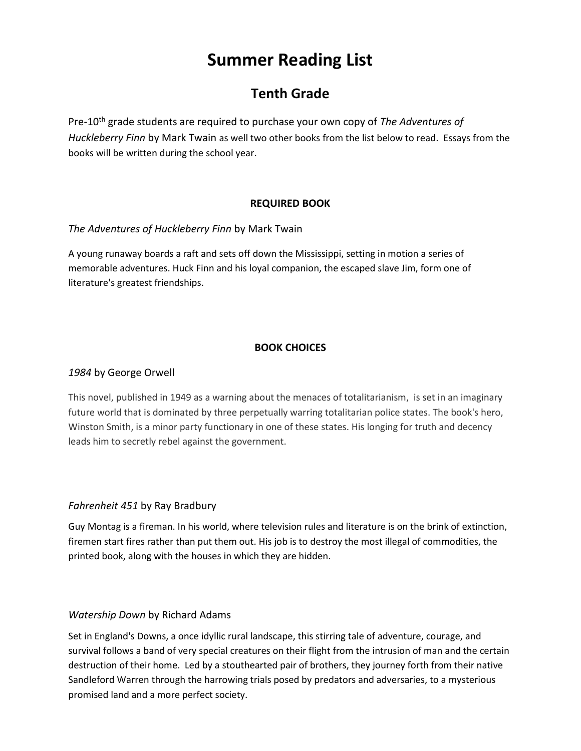# Summary Reading List

## Tenth Grade

Pre-10th grade students are required to purchase your own copy of *The Adventures of Huckleberry Finn* by Mark Twain as well two other books from the list below to read. Essays from the books will be written during the school year.

**REQUIRED BOOK**

*The Adventures of Huckleberry Finn* by Mark Twain

A young runaway boards a raft and sets off down the Mississippi, setting in motion a series of memorable adventures. Huck Finn and his loyal companion, the escaped slave Jim, form one of literature's greatest friendships.

**BOOK CHOICES**

*1984* by George Orwell

This novel, published in 1949 as a warning about the menaces of totalitarianism, is set in an imaginary future world that is dominated by three perpetually warring totalitarian police states. The book's hero, Winston Smith, is a minor party functionary in one of these states. His longing for truth and decency leads him to secretly rebel against the government.

*Fahrenheit 451* by Ray Bradbury

Guy Montag is a fireman. In his world, where television rules and literature is on the brink of extinction, firemen start fires rather than put them out. His job is to destroy the most illegal of commodities, the printed book, along with the houses in which they are hidden.

*Watership Down* by Richard Adams

Set in England's Downs, a once idyllic rural landscape, this stirring tale of adventure, courage, and survival follows a band of very special creatures on their flight from the intrusion of man and the certain destruction of their home. Led by a stouthearted pair of brothers, they journey forth from their native Sandleford Warren through the harrowing trials posed by predators and adversaries, to a mysterious promised land and a more perfect society.

# Summer Reading List

## Tenth Grade

Pre-10th grade students are required to purchase your own copy of *The Adventures of Huckleberry Finn* by Mark Twain as well two other books from the list below to read. Essays from the books will be written during the school year.

**REQUIRED BOOK**

*The Adventures of Huckleberry Finn* by Mark Twain

A young runaway boards a raft and sets off down the Mississippi, setting in motion a series of memorable adventures. Huck Finn and his loyal companion, the escaped slave Jim, form one of literature's greatest friendships.

**BOOK CHOICES**

*1984* by George Orwell

This novel, published in 1949 as a warning about the menaces of totalitarianism, is set in an imaginary future world that is dominated by three perpetually warring totalitarian police states. The book's hero, Winston Smith, is a minor party functionary in one of these states. His longing for truth and decency leads him to secretly rebel against the government.

*Fahrenheit 451* by Ray Bradbury

Guy Montag is a fireman. In his world, where television rules and literature is on the brink of extinction, firemen start fires rather than put them out. His job is to destroy the most illegal of commodities, the printed book, along with the houses in which they are hidden.

*Watership Down* by Richard Adams

Set in England's Downs, a once idyllic rural landscape, this stirring tale of adventure, courage, and survival follows a band of very special creatures on their flight from the intrusion of man and the certain destruction of their home. Led by a stouthearted pair of brothers, they journey forth from their native Sandleford Warren through the harrowing trials posed by predators and adversaries, to a mysterious promised land and a more perfect society.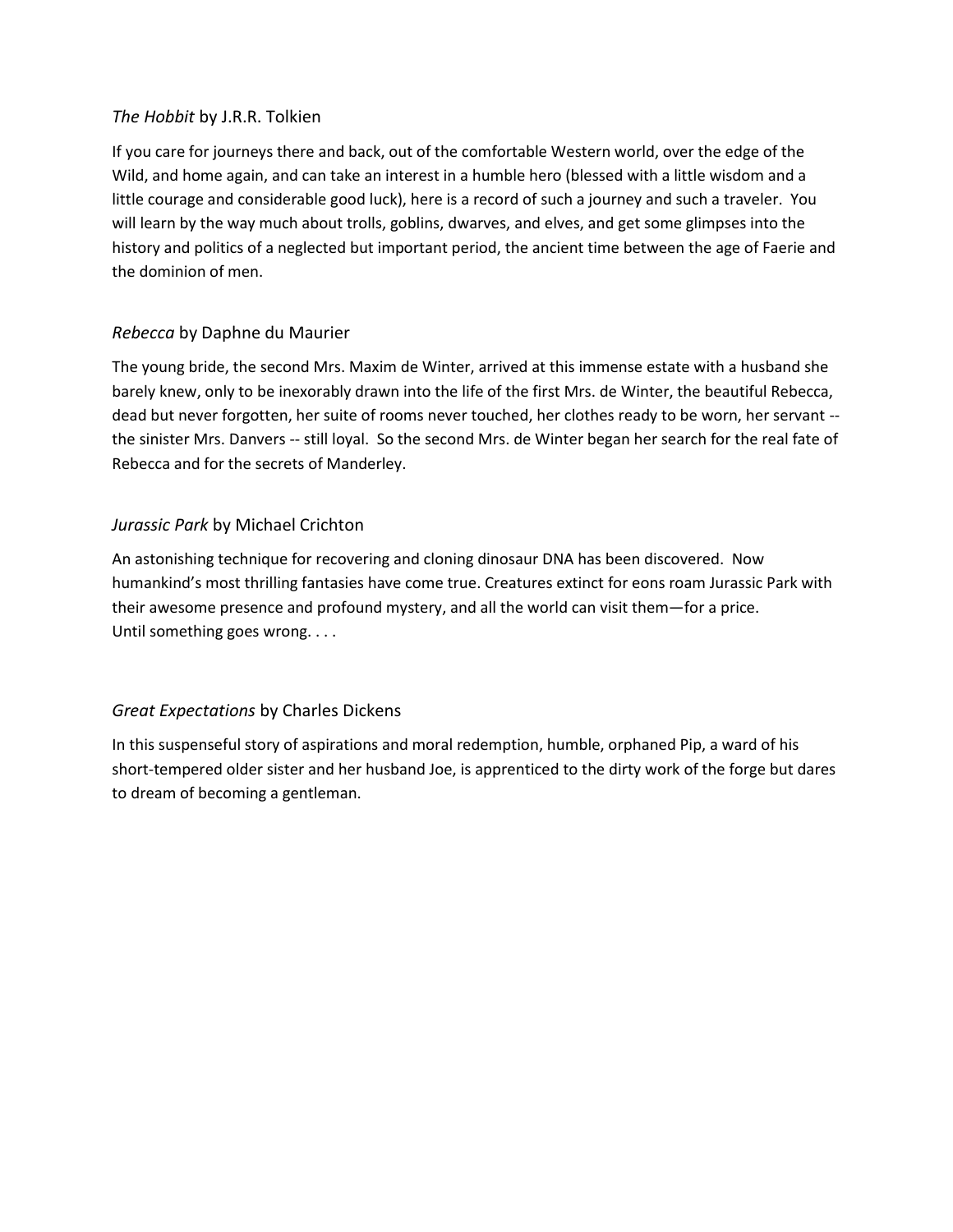*The Hobbit* by J.R.R. Tolkien

If you care for journeys there and back, out of the comfortable Western world, over the edge of the Wild, and home again, and can take an interest in a humble hero (blessed with a little wisdom and a little courage and considerable good luck), here is a record of such a journey and such a traveler. You will learn by the way much about trolls, goblins, dwarves, and elves, and get some glimpses into the history and politics of a neglected but important period, the ancient time between the age of Faerie and the dominion of men.

*Rebecca* by Daphne du Maurier

The young bride, the second Mrs. Maxim de Winter, arrived at this immense estate with a husband she barely knew, only to be inexorably drawn into the life of the first Mrs. de Winter, the beautiful Rebecca, dead but never forgotten, her suite of rooms never touched, her clothes ready to be worn, her servant -- the sinister Mrs. Danvers -- still loyal. So the second Mrs. de Winter began her search for the real fate of Rebecca and for the secrets of Manderley.

*Jurassic Park* by Michael Crichton

An astonishing technique for recovering and cloning dinosaur DNA has been discovered. Now humankind's most thrilling fantasies have come true. Creatures extinct for eons roam Jurassic Park with their awesome presence and profound mystery, and all the world can visit them—for a price.
Until something goes wrong. . . .

*Great Expectations* by Charles Dickens

In this suspenseful story of aspirations and moral redemption, humble, orphaned Pip, a ward of his short-tempered older sister and her husband Joe, is apprenticed to the dirty work of the forge but dares to dream of becoming a gentleman.